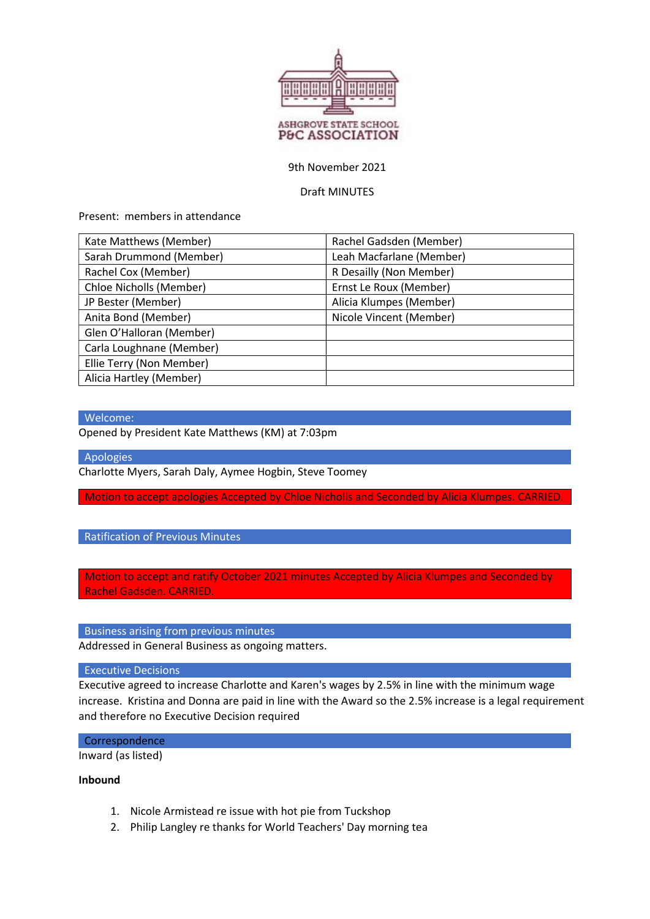ASHGROVE STATE SCHOOL
P&C ASSOCIATION

9th November 2021

Draft MINUTES

Present: members in attendance

| | |
|---|---|
| Kate Matthews (Member) | Rachel Gadsden (Member) |
| Sarah Drummond (Member) | Leah Macfarlane (Member) |
| Rachel Cox (Member) | R Desailly (Non Member) |
| Chloe Nicholls (Member) | Ernst Le Roux (Member) |
| JP Bester (Member) | Alicia Klumpes (Member) |
| Anita Bond (Member) | Nicole Vincent (Member) |
| Glen O'Halloran (Member) | |
| Carla Loughnane (Member) | |
| Ellie Terry (Non Member) | |
| Alicia Hartley (Member) | |

## Welcome:

Opened by President Kate Matthews (KM) at 7:03pm

## Apologies

Charlotte Myers, Sarah Daly, Aymee Hogbin, Steve Toomey

**Motion to accept apologies Accepted by Chloe Nicholls and Seconded by Alicia Klumpes. CARRIED.**

## Ratification of Previous Minutes

**Motion to accept and ratify October 2021 minutes Accepted by Alicia Klumpes and Seconded by Rachel Gadsden. CARRIED.**

## Business arising from previous minutes

Addressed in General Business as ongoing matters.

## Executive Decisions

Executive agreed to increase Charlotte and Karen's wages by 2.5% in line with the minimum wage increase. Kristina and Donna are paid in line with the Award so the 2.5% increase is a legal requirement and therefore no Executive Decision required

## Correspondence

Inward (as listed)

**Inbound**

1. Nicole Armistead re issue with hot pie from Tuckshop
2. Philip Langley re thanks for World Teachers' Day morning tea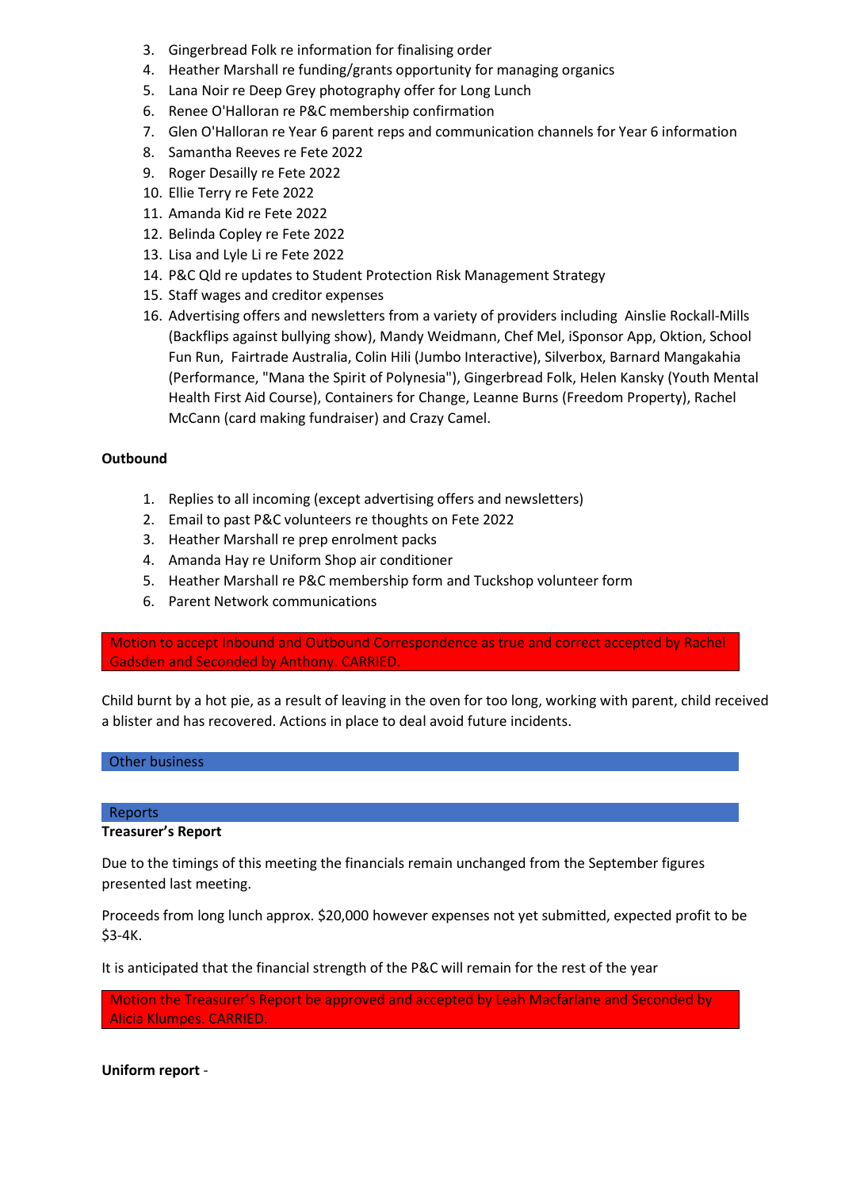3. Gingerbread Folk re information for finalising order
4. Heather Marshall re funding/grants opportunity for managing organics
5. Lana Noir re Deep Grey photography offer for Long Lunch
6. Renee O'Halloran re P&C membership confirmation
7. Glen O'Halloran re Year 6 parent reps and communication channels for Year 6 information
8. Samantha Reeves re Fete 2022
9. Roger Desailly re Fete 2022
10. Ellie Terry re Fete 2022
11. Amanda Kid re Fete 2022
12. Belinda Copley re Fete 2022
13. Lisa and Lyle Li re Fete 2022
14. P&C Qld re updates to Student Protection Risk Management Strategy
15. Staff wages and creditor expenses
16. Advertising offers and newsletters from a variety of providers including Ainslie Rockall-Mills (Backflips against bullying show), Mandy Weidmann, Chef Mel, iSponsor App, Oktion, School Fun Run, Fairtrade Australia, Colin Hili (Jumbo Interactive), Silverbox, Barnard Mangakahia (Performance, "Mana the Spirit of Polynesia"), Gingerbread Folk, Helen Kansky (Youth Mental Health First Aid Course), Containers for Change, Leanne Burns (Freedom Property), Rachel McCann (card making fundraiser) and Crazy Camel.

**Outbound**

1. Replies to all incoming (except advertising offers and newsletters)
2. Email to past P&C volunteers re thoughts on Fete 2022
3. Heather Marshall re prep enrolment packs
4. Amanda Hay re Uniform Shop air conditioner
5. Heather Marshall re P&C membership form and Tuckshop volunteer form
6. Parent Network communications

Motion to accept Inbound and Outbound Correspondence as true and correct accepted by Rachel Gadsden and Seconded by Anthony. CARRIED.

Child burnt by a hot pie, as a result of leaving in the oven for too long, working with parent, child received a blister and has recovered. Actions in place to deal avoid future incidents.

## Other business

## Reports

**Treasurer's Report**

Due to the timings of this meeting the financials remain unchanged from the September figures presented last meeting.

Proceeds from long lunch approx. $20,000 however expenses not yet submitted, expected profit to be $3-4K.

It is anticipated that the financial strength of the P&C will remain for the rest of the year

Motion the Treasurer's Report be approved and accepted by Leah Macfarlane and Seconded by Alicia Klumpes. CARRIED.

**Uniform report** -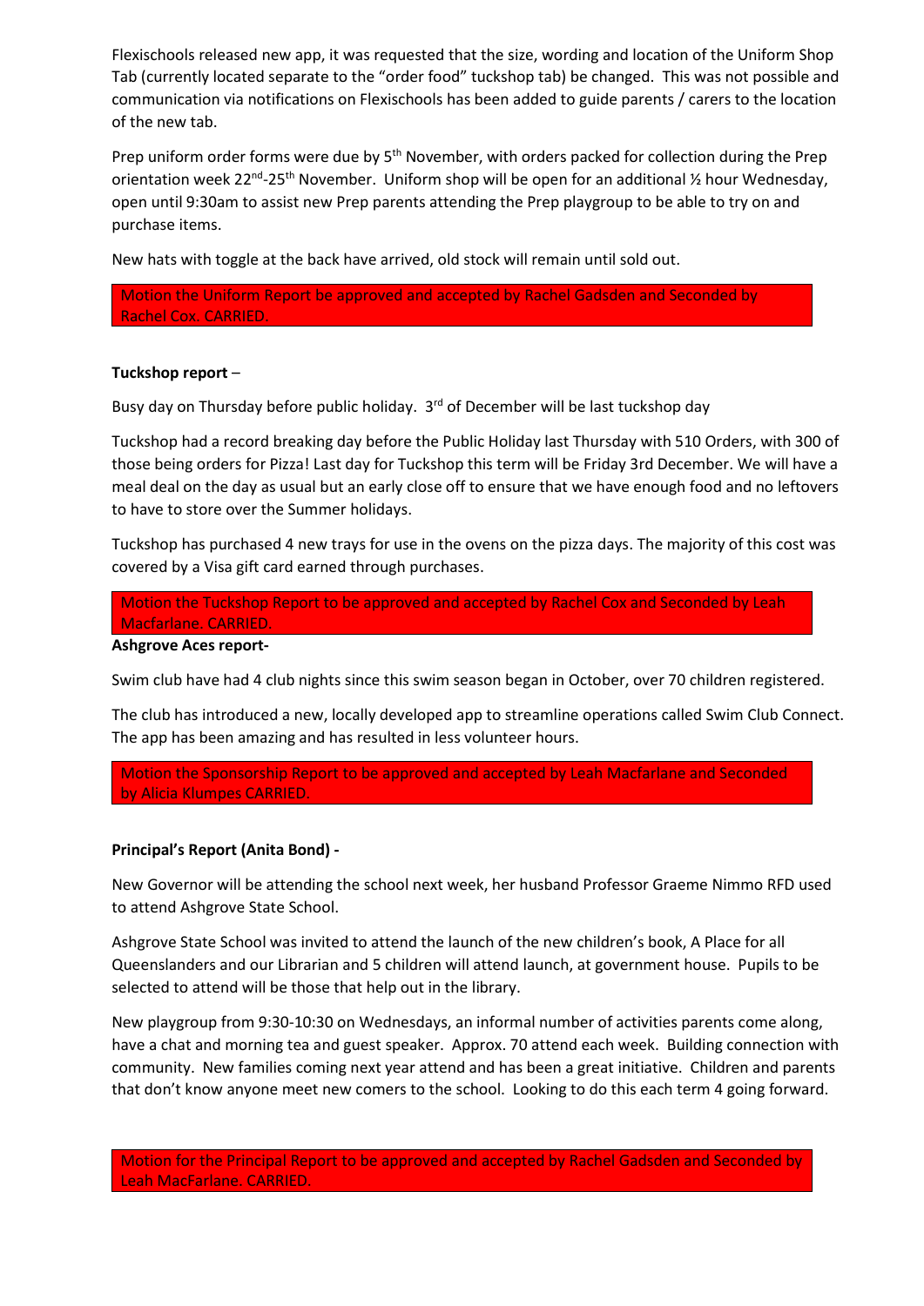Flexischools released new app, it was requested that the size, wording and location of the Uniform Shop Tab (currently located separate to the "order food" tuckshop tab) be changed. This was not possible and communication via notifications on Flexischools has been added to guide parents / carers to the location of the new tab.

Prep uniform order forms were due by 5th November, with orders packed for collection during the Prep orientation week 22nd-25th November. Uniform shop will be open for an additional ½ hour Wednesday, open until 9:30am to assist new Prep parents attending the Prep playgroup to be able to try on and purchase items.

New hats with toggle at the back have arrived, old stock will remain until sold out.

Motion the Uniform Report be approved and accepted by Rachel Gadsden and Seconded by Rachel Cox. CARRIED.

**Tuckshop report** –

Busy day on Thursday before public holiday. 3rd of December will be last tuckshop day

Tuckshop had a record breaking day before the Public Holiday last Thursday with 510 Orders, with 300 of those being orders for Pizza! Last day for Tuckshop this term will be Friday 3rd December. We will have a meal deal on the day as usual but an early close off to ensure that we have enough food and no leftovers to have to store over the Summer holidays.

Tuckshop has purchased 4 new trays for use in the ovens on the pizza days. The majority of this cost was covered by a Visa gift card earned through purchases.

Motion the Tuckshop Report to be approved and accepted by Rachel Cox and Seconded by Leah Macfarlane. CARRIED.

**Ashgrove Aces report-**

Swim club have had 4 club nights since this swim season began in October, over 70 children registered.

The club has introduced a new, locally developed app to streamline operations called Swim Club Connect. The app has been amazing and has resulted in less volunteer hours.

Motion the Sponsorship Report to be approved and accepted by Leah Macfarlane and Seconded by Alicia Klumpes CARRIED.

**Principal's Report (Anita Bond) -**

New Governor will be attending the school next week, her husband Professor Graeme Nimmo RFD used to attend Ashgrove State School.

Ashgrove State School was invited to attend the launch of the new children's book, A Place for all Queenslanders and our Librarian and 5 children will attend launch, at government house. Pupils to be selected to attend will be those that help out in the library.

New playgroup from 9:30-10:30 on Wednesdays, an informal number of activities parents come along, have a chat and morning tea and guest speaker. Approx. 70 attend each week. Building connection with community. New families coming next year attend and has been a great initiative. Children and parents that don't know anyone meet new comers to the school. Looking to do this each term 4 going forward.

Motion for the Principal Report to be approved and accepted by Rachel Gadsden and Seconded by Leah MacFarlane. CARRIED.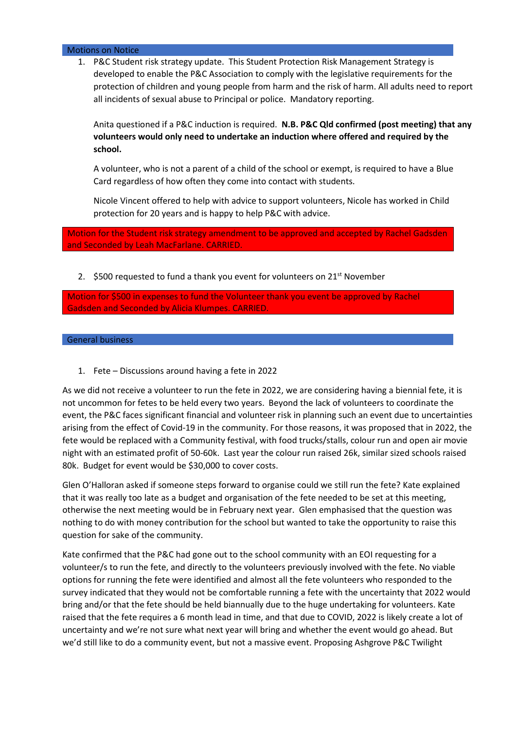## Motions on Notice

1. P&C Student risk strategy update. This Student Protection Risk Management Strategy is developed to enable the P&C Association to comply with the legislative requirements for the protection of children and young people from harm and the risk of harm. All adults need to report all incidents of sexual abuse to Principal or police. Mandatory reporting.

   Anita questioned if a P&C induction is required. **N.B. P&C Qld confirmed (post meeting) that any volunteers would only need to undertake an induction where offered and required by the school.**

   A volunteer, who is not a parent of a child of the school or exempt, is required to have a Blue Card regardless of how often they come into contact with students.

   Nicole Vincent offered to help with advice to support volunteers, Nicole has worked in Child protection for 20 years and is happy to help P&C with advice.

Motion for the Student risk strategy amendment to be approved and accepted by Rachel Gadsden and Seconded by Leah MacFarlane. CARRIED.

2. $500 requested to fund a thank you event for volunteers on 21st November

Motion for $500 in expenses to fund the Volunteer thank you event be approved by Rachel Gadsden and Seconded by Alicia Klumpes. CARRIED.

## General business

1. Fete – Discussions around having a fete in 2022

As we did not receive a volunteer to run the fete in 2022, we are considering having a biennial fete, it is not uncommon for fetes to be held every two years. Beyond the lack of volunteers to coordinate the event, the P&C faces significant financial and volunteer risk in planning such an event due to uncertainties arising from the effect of Covid-19 in the community. For those reasons, it was proposed that in 2022, the fete would be replaced with a Community festival, with food trucks/stalls, colour run and open air movie night with an estimated profit of 50-60k. Last year the colour run raised 26k, similar sized schools raised 80k. Budget for event would be $30,000 to cover costs.

Glen O'Halloran asked if someone steps forward to organise could we still run the fete? Kate explained that it was really too late as a budget and organisation of the fete needed to be set at this meeting, otherwise the next meeting would be in February next year. Glen emphasised that the question was nothing to do with money contribution for the school but wanted to take the opportunity to raise this question for sake of the community.

Kate confirmed that the P&C had gone out to the school community with an EOI requesting for a volunteer/s to run the fete, and directly to the volunteers previously involved with the fete. No viable options for running the fete were identified and almost all the fete volunteers who responded to the survey indicated that they would not be comfortable running a fete with the uncertainty that 2022 would bring and/or that the fete should be held biannually due to the huge undertaking for volunteers. Kate raised that the fete requires a 6 month lead in time, and that due to COVID, 2022 is likely create a lot of uncertainty and we're not sure what next year will bring and whether the event would go ahead. But we'd still like to do a community event, but not a massive event. Proposing Ashgrove P&C Twilight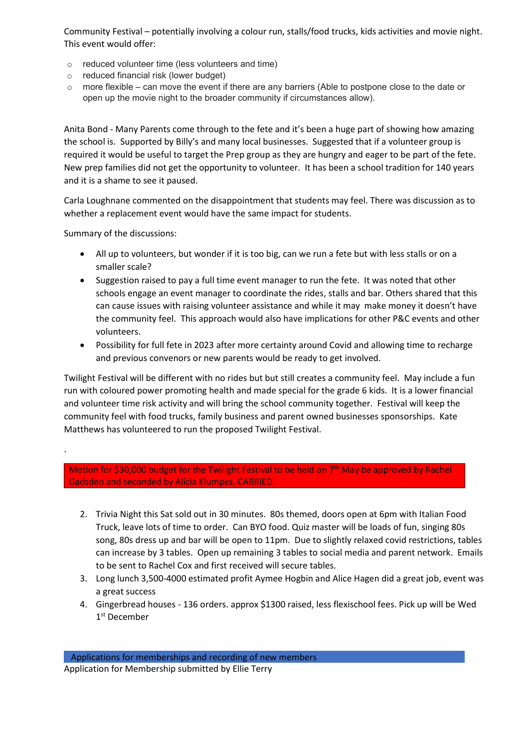Community Festival – potentially involving a colour run, stalls/food trucks, kids activities and movie night. This event would offer:

- reduced volunteer time (less volunteers and time)
- reduced financial risk (lower budget)
- more flexible – can move the event if there are any barriers (Able to postpone close to the date or open up the movie night to the broader community if circumstances allow).

Anita Bond - Many Parents come through to the fete and it's been a huge part of showing how amazing the school is. Supported by Billy's and many local businesses. Suggested that if a volunteer group is required it would be useful to target the Prep group as they are hungry and eager to be part of the fete. New prep families did not get the opportunity to volunteer. It has been a school tradition for 140 years and it is a shame to see it paused.

Carla Loughnane commented on the disappointment that students may feel. There was discussion as to whether a replacement event would have the same impact for students.

Summary of the discussions:

- All up to volunteers, but wonder if it is too big, can we run a fete but with less stalls or on a smaller scale?
- Suggestion raised to pay a full time event manager to run the fete. It was noted that other schools engage an event manager to coordinate the rides, stalls and bar. Others shared that this can cause issues with raising volunteer assistance and while it may make money it doesn't have the community feel. This approach would also have implications for other P&C events and other volunteers.
- Possibility for full fete in 2023 after more certainty around Covid and allowing time to recharge and previous convenors or new parents would be ready to get involved.

Twilight Festival will be different with no rides but but still creates a community feel. May include a fun run with coloured power promoting health and made special for the grade 6 kids. It is a lower financial and volunteer time risk activity and will bring the school community together. Festival will keep the community feel with food trucks, family business and parent owned businesses sponsorships. Kate Matthews has volunteered to run the proposed Twilight Festival.

.

**Motion for $30,000 budget for the Twilight Festival to be held on 7th May be approved by Rachel Gadsden and seconded by Alicia Klumpes. CARRIED.**

2. Trivia Night this Sat sold out in 30 minutes. 80s themed, doors open at 6pm with Italian Food Truck, leave lots of time to order. Can BYO food. Quiz master will be loads of fun, singing 80s song, 80s dress up and bar will be open to 11pm. Due to slightly relaxed covid restrictions, tables can increase by 3 tables. Open up remaining 3 tables to social media and parent network. Emails to be sent to Rachel Cox and first received will secure tables.
3. Long lunch 3,500-4000 estimated profit Aymee Hogbin and Alice Hagen did a great job, event was a great success
4. Gingerbread houses - 136 orders. approx $1300 raised, less flexischool fees. Pick up will be Wed 1st December

## Applications for memberships and recording of new members

Application for Membership submitted by Ellie Terry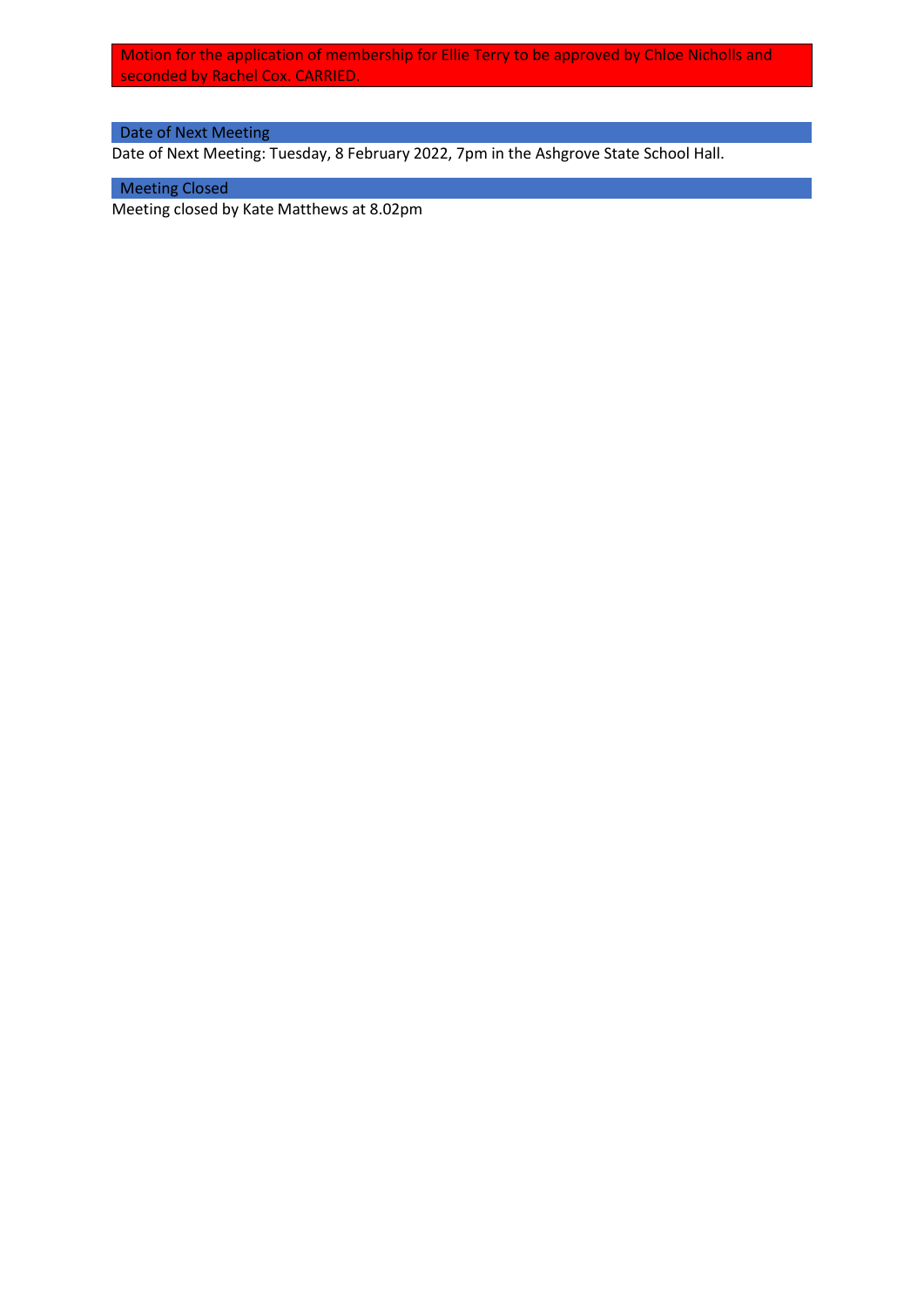Motion for the application of membership for Ellie Terry to be approved by Chloe Nicholls and seconded by Rachel Cox. CARRIED.

## Date of Next Meeting

Date of Next Meeting: Tuesday, 8 February 2022, 7pm in the Ashgrove State School Hall.

## Meeting Closed

Meeting closed by Kate Matthews at 8.02pm